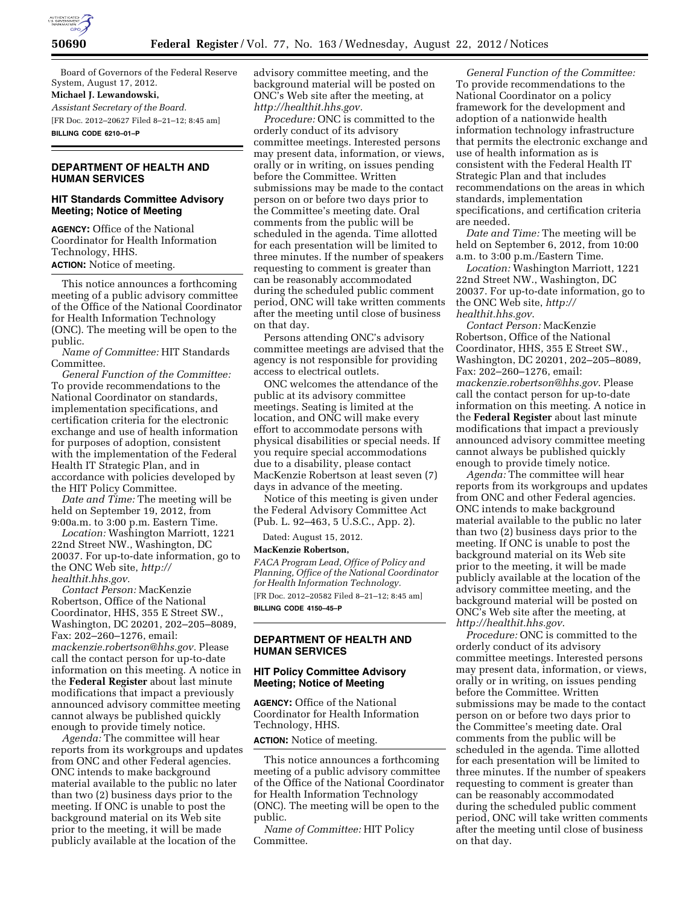Board of Governors of the Federal Reserve System, August 17, 2012.

**Michael J. Lewandowski,**

*Assistant Secretary of the Board.*

[FR Doc. 2012–20627 Filed 8–21–12; 8:45 am]

**BILLING CODE 6210–01–P**

## DEPARTMENT OF HEALTH AND HUMAN SERVICES

### HIT Standards Committee Advisory Meeting; Notice of Meeting

**AGENCY:** Office of the National Coordinator for Health Information Technology, HHS.

**ACTION:** Notice of meeting.

This notice announces a forthcoming meeting of a public advisory committee of the Office of the National Coordinator for Health Information Technology (ONC). The meeting will be open to the public.

*Name of Committee:* HIT Standards Committee.

*General Function of the Committee:* To provide recommendations to the National Coordinator on standards, implementation specifications, and certification criteria for the electronic exchange and use of health information for purposes of adoption, consistent with the implementation of the Federal Health IT Strategic Plan, and in accordance with policies developed by the HIT Policy Committee.

*Date and Time:* The meeting will be held on September 19, 2012, from 9:00a.m. to 3:00 p.m. Eastern Time.

*Location:* Washington Marriott, 1221 22nd Street NW., Washington, DC 20037. For up-to-date information, go to the ONC Web site, *http://healthit.hhs.gov.*

*Contact Person:* MacKenzie Robertson, Office of the National Coordinator, HHS, 355 E Street SW., Washington, DC 20201, 202–205–8089, Fax: 202–260–1276, email: *mackenzie.robertson@hhs.gov.* Please call the contact person for up-to-date information on this meeting. A notice in the **Federal Register** about last minute modifications that impact a previously announced advisory committee meeting cannot always be published quickly enough to provide timely notice.

*Agenda:* The committee will hear reports from its workgroups and updates from ONC and other Federal agencies. ONC intends to make background material available to the public no later than two (2) business days prior to the meeting. If ONC is unable to post the background material on its Web site prior to the meeting, it will be made publicly available at the location of the advisory committee meeting, and the background material will be posted on ONC's Web site after the meeting, at *http://healthit.hhs.gov.*

*Procedure:* ONC is committed to the orderly conduct of its advisory committee meetings. Interested persons may present data, information, or views, orally or in writing, on issues pending before the Committee. Written submissions may be made to the contact person on or before two days prior to the Committee's meeting date. Oral comments from the public will be scheduled in the agenda. Time allotted for each presentation will be limited to three minutes. If the number of speakers requesting to comment is greater than can be reasonably accommodated during the scheduled public comment period, ONC will take written comments after the meeting until close of business on that day.

Persons attending ONC's advisory committee meetings are advised that the agency is not responsible for providing access to electrical outlets.

ONC welcomes the attendance of the public at its advisory committee meetings. Seating is limited at the location, and ONC will make every effort to accommodate persons with physical disabilities or special needs. If you require special accommodations due to a disability, please contact MacKenzie Robertson at least seven (7) days in advance of the meeting.

Notice of this meeting is given under the Federal Advisory Committee Act (Pub. L. 92–463, 5 U.S.C., App. 2).

Dated: August 15, 2012.

**MacKenzie Robertson,**

*FACA Program Lead, Office of Policy and Planning, Office of the National Coordinator for Health Information Technology.*

[FR Doc. 2012–20582 Filed 8–21–12; 8:45 am]

**BILLING CODE 4150–45–P**

## DEPARTMENT OF HEALTH AND HUMAN SERVICES

### HIT Policy Committee Advisory Meeting; Notice of Meeting

**AGENCY:** Office of the National Coordinator for Health Information Technology, HHS.

**ACTION:** Notice of meeting.

This notice announces a forthcoming meeting of a public advisory committee of the Office of the National Coordinator for Health Information Technology (ONC). The meeting will be open to the public.

*Name of Committee:* HIT Policy Committee.

*General Function of the Committee:* To provide recommendations to the National Coordinator on a policy framework for the development and adoption of a nationwide health information technology infrastructure that permits the electronic exchange and use of health information as is consistent with the Federal Health IT Strategic Plan and that includes recommendations on the areas in which standards, implementation specifications, and certification criteria are needed.

*Date and Time:* The meeting will be held on September 6, 2012, from 10:00 a.m. to 3:00 p.m./Eastern Time.

*Location:* Washington Marriott, 1221 22nd Street NW., Washington, DC 20037. For up-to-date information, go to the ONC Web site, *http://healthit.hhs.gov*.

*Contact Person:* MacKenzie Robertson, Office of the National Coordinator, HHS, 355 E Street SW., Washington, DC 20201, 202–205–8089, Fax: 202–260–1276, email: *mackenzie.robertson@hhs.gov*. Please call the contact person for up-to-date information on this meeting. A notice in the **Federal Register** about last minute modifications that impact a previously announced advisory committee meeting cannot always be published quickly enough to provide timely notice.

*Agenda:* The committee will hear reports from its workgroups and updates from ONC and other Federal agencies. ONC intends to make background material available to the public no later than two (2) business days prior to the meeting. If ONC is unable to post the background material on its Web site prior to the meeting, it will be made publicly available at the location of the advisory committee meeting, and the background material will be posted on ONC's Web site after the meeting, at *http://healthit.hhs.gov*.

*Procedure:* ONC is committed to the orderly conduct of its advisory committee meetings. Interested persons may present data, information, or views, orally or in writing, on issues pending before the Committee. Written submissions may be made to the contact person on or before two days prior to the Committee's meeting date. Oral comments from the public will be scheduled in the agenda. Time allotted for each presentation will be limited to three minutes. If the number of speakers requesting to comment is greater than can be reasonably accommodated during the scheduled public comment period, ONC will take written comments after the meeting until close of business on that day.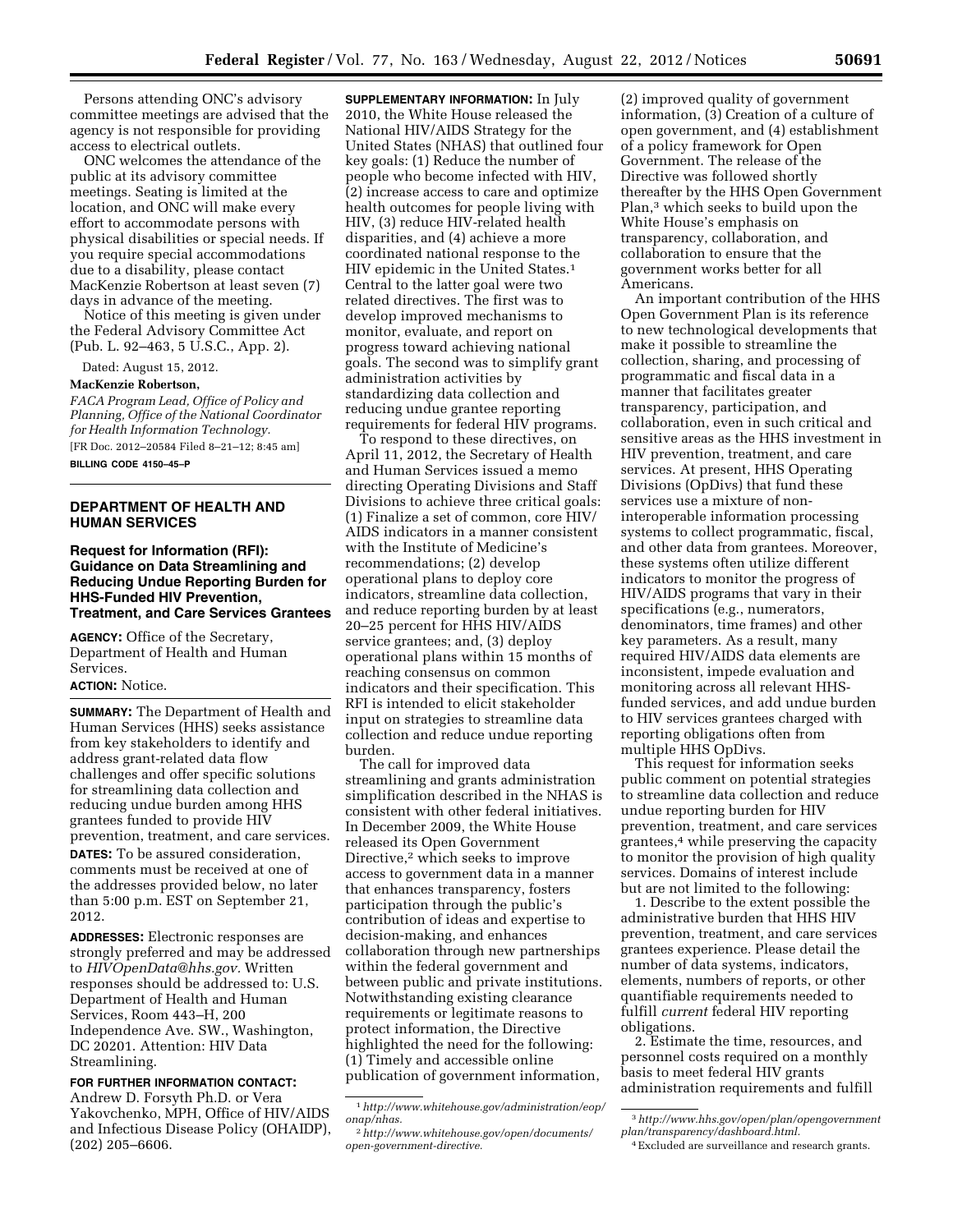Persons attending ONC's advisory committee meetings are advised that the agency is not responsible for providing access to electrical outlets.

ONC welcomes the attendance of the public at its advisory committee meetings. Seating is limited at the location, and ONC will make every effort to accommodate persons with physical disabilities or special needs. If you require special accommodations due to a disability, please contact MacKenzie Robertson at least seven (7) days in advance of the meeting.

Notice of this meeting is given under the Federal Advisory Committee Act (Pub. L. 92–463, 5 U.S.C., App. 2).

Dated: August 15, 2012.

**MacKenzie Robertson,**

*FACA Program Lead, Office of Policy and Planning, Office of the National Coordinator for Health Information Technology.*

[FR Doc. 2012–20584 Filed 8–21–12; 8:45 am]

**BILLING CODE 4150–45–P**

## DEPARTMENT OF HEALTH AND HUMAN SERVICES

### Request for Information (RFI): Guidance on Data Streamlining and Reducing Undue Reporting Burden for HHS-Funded HIV Prevention, Treatment, and Care Services Grantees

**AGENCY:** Office of the Secretary, Department of Health and Human Services.

**ACTION:** Notice.

**SUMMARY:** The Department of Health and Human Services (HHS) seeks assistance from key stakeholders to identify and address grant-related data flow challenges and offer specific solutions for streamlining data collection and reducing undue burden among HHS grantees funded to provide HIV prevention, treatment, and care services.

**DATES:** To be assured consideration, comments must be received at one of the addresses provided below, no later than 5:00 p.m. EST on September 21, 2012.

**ADDRESSES:** Electronic responses are strongly preferred and may be addressed to *HIVOpenData@hhs.gov.* Written responses should be addressed to: U.S. Department of Health and Human Services, Room 443–H, 200 Independence Ave. SW., Washington, DC 20201. Attention: HIV Data Streamlining.

**FOR FURTHER INFORMATION CONTACT:** Andrew D. Forsyth Ph.D. or Vera Yakovchenko, MPH, Office of HIV/AIDS and Infectious Disease Policy (OHAIDP), (202) 205–6606.

**SUPPLEMENTARY INFORMATION:** In July 2010, the White House released the National HIV/AIDS Strategy for the United States (NHAS) that outlined four key goals: (1) Reduce the number of people who become infected with HIV, (2) increase access to care and optimize health outcomes for people living with HIV, (3) reduce HIV-related health disparities, and (4) achieve a more coordinated national response to the HIV epidemic in the United States.[1] Central to the latter goal were two related directives. The first was to develop improved mechanisms to monitor, evaluate, and report on progress toward achieving national goals. The second was to simplify grant administration activities by standardizing data collection and reducing undue grantee reporting requirements for federal HIV programs.

To respond to these directives, on April 11, 2012, the Secretary of Health and Human Services issued a memo directing Operating Divisions and Staff Divisions to achieve three critical goals: (1) Finalize a set of common, core HIV/AIDS indicators in a manner consistent with the Institute of Medicine's recommendations; (2) develop operational plans to deploy core indicators, streamline data collection, and reduce reporting burden by at least 20–25 percent for HHS HIV/AIDS service grantees; and, (3) deploy operational plans within 15 months of reaching consensus on common indicators and their specification. This RFI is intended to elicit stakeholder input on strategies to streamline data collection and reduce undue reporting burden.

The call for improved data streamlining and grants administration simplification described in the NHAS is consistent with other federal initiatives. In December 2009, the White House released its Open Government Directive,[2] which seeks to improve access to government data in a manner that enhances transparency, fosters participation through the public's contribution of ideas and expertise to decision-making, and enhances collaboration through new partnerships within the federal government and between public and private institutions. Notwithstanding existing clearance requirements or legitimate reasons to protect information, the Directive highlighted the need for the following: (1) Timely and accessible online publication of government information, (2) improved quality of government information, (3) Creation of a culture of open government, and (4) establishment of a policy framework for Open Government. The release of the Directive was followed shortly thereafter by the HHS Open Government Plan,[3] which seeks to build upon the White House's emphasis on transparency, collaboration, and collaboration to ensure that the government works better for all Americans.

An important contribution of the HHS Open Government Plan is its reference to new technological developments that make it possible to streamline the collection, sharing, and processing of programmatic and fiscal data in a manner that facilitates greater transparency, participation, and collaboration, even in such critical and sensitive areas as the HHS investment in HIV prevention, treatment, and care services. At present, HHS Operating Divisions (OpDivs) that fund these services use a mixture of non-interoperable information processing systems to collect programmatic, fiscal, and other data from grantees. Moreover, these systems often utilize different indicators to monitor the progress of HIV/AIDS programs that vary in their specifications (e.g., numerators, denominators, time frames) and other key parameters. As a result, many required HIV/AIDS data elements are inconsistent, impede evaluation and monitoring across all relevant HHS-funded services, and add undue burden to HIV services grantees charged with reporting obligations often from multiple HHS OpDivs.

This request for information seeks public comment on potential strategies to streamline data collection and reduce undue reporting burden for HIV prevention, treatment, and care services grantees,[4] while preserving the capacity to monitor the provision of high quality services. Domains of interest include but are not limited to the following:

1. Describe to the extent possible the administrative burden that HHS HIV prevention, treatment, and care services grantees experience. Please detail the number of data systems, indicators, elements, numbers of reports, or other quantifiable requirements needed to fulfill *current* federal HIV reporting obligations.

2. Estimate the time, resources, and personnel costs required on a monthly basis to meet federal HIV grants administration requirements and fulfill

---

[1] *http://www.whitehouse.gov/administration/eop/onap/nhas.*

[2] *http://www.whitehouse.gov/open/documents/open-government-directive.*

[3] *http://www.hhs.gov/open/plan/opengovernmentplan/transparency/dashboard.html.*

[4] Excluded are surveillance and research grants.